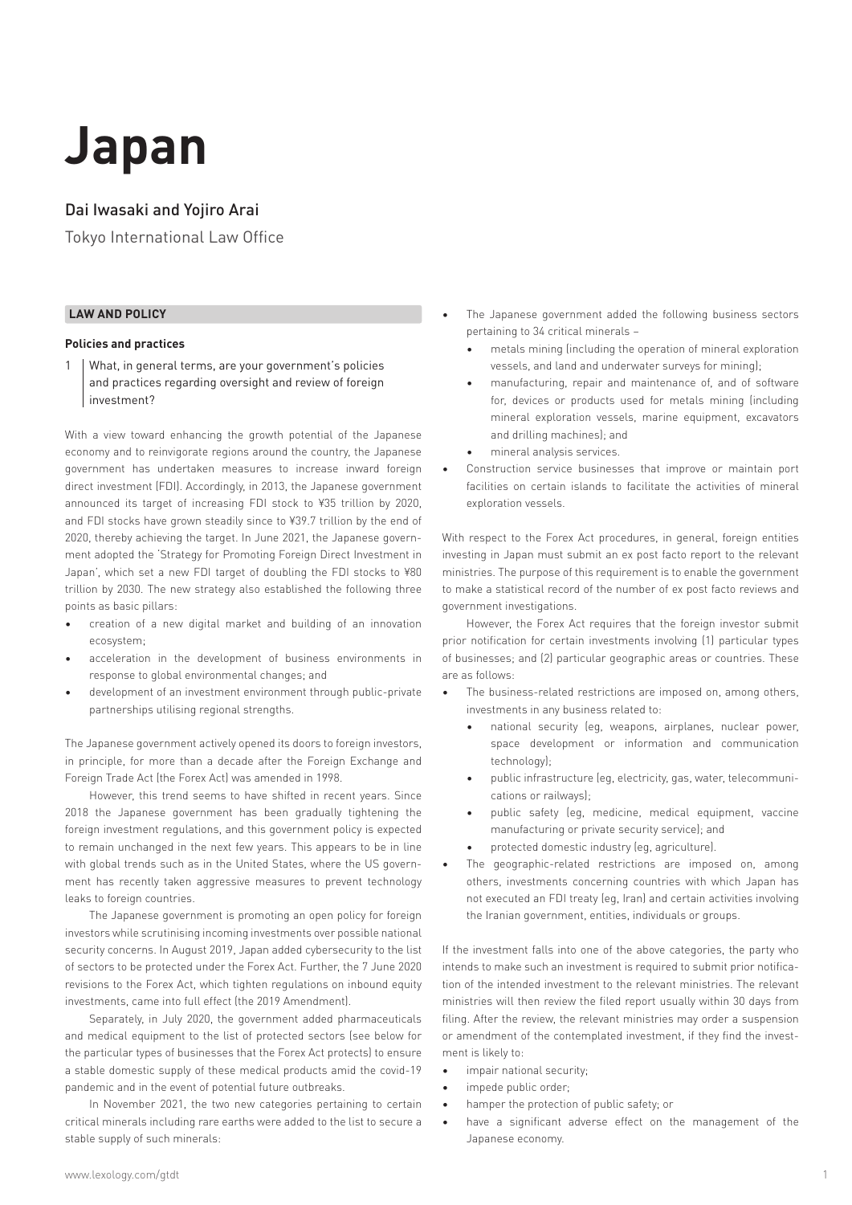# Japan

## Dai Iwasaki and Yojiro Arai

Tokyo International Law Office

### LAW AND POLICY

#### Policies and practices

**1 What, in general terms, are your government's policies and practices regarding oversight and review of foreign investment?**

With a view toward enhancing the growth potential of the Japanese economy and to reinvigorate regions around the country, the Japanese government has undertaken measures to increase inward foreign direct investment (FDI). Accordingly, in 2013, the Japanese government announced its target of increasing FDI stock to ¥35 trillion by 2020, and FDI stocks have grown steadily since to ¥39.7 trillion by the end of 2020, thereby achieving the target. In June 2021, the Japanese government adopted the 'Strategy for Promoting Foreign Direct Investment in Japan', which set a new FDI target of doubling the FDI stocks to ¥80 trillion by 2030. The new strategy also established the following three points as basic pillars:

- creation of a new digital market and building of an innovation ecosystem;
- acceleration in the development of business environments in response to global environmental changes; and
- development of an investment environment through public-private partnerships utilising regional strengths.

The Japanese government actively opened its doors to foreign investors, in principle, for more than a decade after the Foreign Exchange and Foreign Trade Act (the Forex Act) was amended in 1998.

However, this trend seems to have shifted in recent years. Since 2018 the Japanese government has been gradually tightening the foreign investment regulations, and this government policy is expected to remain unchanged in the next few years. This appears to be in line with global trends such as in the United States, where the US government has recently taken aggressive measures to prevent technology leaks to foreign countries.

The Japanese government is promoting an open policy for foreign investors while scrutinising incoming investments over possible national security concerns. In August 2019, Japan added cybersecurity to the list of sectors to be protected under the Forex Act. Further, the 7 June 2020 revisions to the Forex Act, which tighten regulations on inbound equity investments, came into full effect (the 2019 Amendment).

Separately, in July 2020, the government added pharmaceuticals and medical equipment to the list of protected sectors (see below for the particular types of businesses that the Forex Act protects) to ensure a stable domestic supply of these medical products amid the covid-19 pandemic and in the event of potential future outbreaks.

In November 2021, the two new categories pertaining to certain critical minerals including rare earths were added to the list to secure a stable supply of such minerals:

- The Japanese government added the following business sectors pertaining to 34 critical minerals –
  - metals mining (including the operation of mineral exploration vessels, and land and underwater surveys for mining);
  - manufacturing, repair and maintenance of, and of software for, devices or products used for metals mining (including mineral exploration vessels, marine equipment, excavators and drilling machines); and
  - mineral analysis services.
- Construction service businesses that improve or maintain port facilities on certain islands to facilitate the activities of mineral exploration vessels.

With respect to the Forex Act procedures, in general, foreign entities investing in Japan must submit an ex post facto report to the relevant ministries. The purpose of this requirement is to enable the government to make a statistical record of the number of ex post facto reviews and government investigations.

However, the Forex Act requires that the foreign investor submit prior notification for certain investments involving (1) particular types of businesses; and (2) particular geographic areas or countries. These are as follows:

- The business-related restrictions are imposed on, among others, investments in any business related to:
  - national security (eg, weapons, airplanes, nuclear power, space development or information and communication technology);
  - public infrastructure (eg, electricity, gas, water, telecommunications or railways);
  - public safety (eg, medicine, medical equipment, vaccine manufacturing or private security service); and
  - protected domestic industry (eg, agriculture).
- The geographic-related restrictions are imposed on, among others, investments concerning countries with which Japan has not executed an FDI treaty (eg, Iran) and certain activities involving the Iranian government, entities, individuals or groups.

If the investment falls into one of the above categories, the party who intends to make such an investment is required to submit prior notification of the intended investment to the relevant ministries. The relevant ministries will then review the filed report usually within 30 days from filing. After the review, the relevant ministries may order a suspension or amendment of the contemplated investment, if they find the investment is likely to:

- impair national security;
- impede public order;
- hamper the protection of public safety; or
- have a significant adverse effect on the management of the Japanese economy.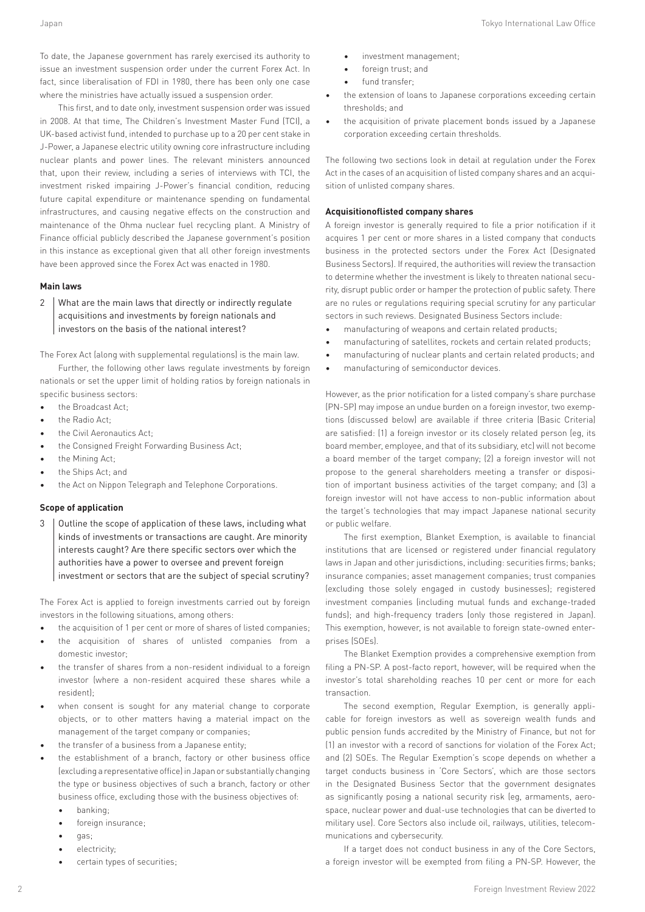To date, the Japanese government has rarely exercised its authority to issue an investment suspension order under the current Forex Act. In fact, since liberalisation of FDI in 1980, there has been only one case where the ministries have actually issued a suspension order.

This first, and to date only, investment suspension order was issued in 2008. At that time, The Children's Investment Master Fund (TCI), a UK-based activist fund, intended to purchase up to a 20 per cent stake in J-Power, a Japanese electric utility owning core infrastructure including nuclear plants and power lines. The relevant ministers announced that, upon their review, including a series of interviews with TCI, the investment risked impairing J-Power's financial condition, reducing future capital expenditure or maintenance spending on fundamental infrastructures, and causing negative effects on the construction and maintenance of the Ohma nuclear fuel recycling plant. A Ministry of Finance official publicly described the Japanese government's position in this instance as exceptional given that all other foreign investments have been approved since the Forex Act was enacted in 1980.

### Main laws

**2 What are the main laws that directly or indirectly regulate acquisitions and investments by foreign nationals and investors on the basis of the national interest?**

The Forex Act (along with supplemental regulations) is the main law.

Further, the following other laws regulate investments by foreign nationals or set the upper limit of holding ratios by foreign nationals in specific business sectors:

- the Broadcast Act;
- the Radio Act;
- the Civil Aeronautics Act;
- the Consigned Freight Forwarding Business Act;
- the Mining Act;
- the Ships Act; and
- the Act on Nippon Telegraph and Telephone Corporations.

### Scope of application

**3 Outline the scope of application of these laws, including what kinds of investments or transactions are caught. Are minority interests caught? Are there specific sectors over which the authorities have a power to oversee and prevent foreign investment or sectors that are the subject of special scrutiny?**

The Forex Act is applied to foreign investments carried out by foreign investors in the following situations, among others:

- the acquisition of 1 per cent or more of shares of listed companies;
- the acquisition of shares of unlisted companies from a domestic investor;
- the transfer of shares from a non-resident individual to a foreign investor (where a non-resident acquired these shares while a resident);
- when consent is sought for any material change to corporate objects, or to other matters having a material impact on the management of the target company or companies;
- the transfer of a business from a Japanese entity;
- the establishment of a branch, factory or other business office (excluding a representative office) in Japan or substantially changing the type or business objectives of such a branch, factory or other business office, excluding those with the business objectives of:
  - banking;
  - foreign insurance;
  - gas;
  - electricity;
  - certain types of securities;
  - investment management;
  - foreign trust; and
  - fund transfer;
- the extension of loans to Japanese corporations exceeding certain thresholds; and
- the acquisition of private placement bonds issued by a Japanese corporation exceeding certain thresholds.

The following two sections look in detail at regulation under the Forex Act in the cases of an acquisition of listed company shares and an acquisition of unlisted company shares.

#### Acquisitionoflisted company shares

A foreign investor is generally required to file a prior notification if it acquires 1 per cent or more shares in a listed company that conducts business in the protected sectors under the Forex Act (Designated Business Sectors). If required, the authorities will review the transaction to determine whether the investment is likely to threaten national security, disrupt public order or hamper the protection of public safety. There are no rules or regulations requiring special scrutiny for any particular sectors in such reviews. Designated Business Sectors include:

- manufacturing of weapons and certain related products;
- manufacturing of satellites, rockets and certain related products;
- manufacturing of nuclear plants and certain related products; and
- manufacturing of semiconductor devices.

However, as the prior notification for a listed company's share purchase (PN-SP) may impose an undue burden on a foreign investor, two exemptions (discussed below) are available if three criteria (Basic Criteria) are satisfied: (1) a foreign investor or its closely related person (eg, its board member, employee, and that of its subsidiary, etc) will not become a board member of the target company; (2) a foreign investor will not propose to the general shareholders meeting a transfer or disposition of important business activities of the target company; and (3) a foreign investor will not have access to non-public information about the target's technologies that may impact Japanese national security or public welfare.

The first exemption, Blanket Exemption, is available to financial institutions that are licensed or registered under financial regulatory laws in Japan and other jurisdictions, including: securities firms; banks; insurance companies; asset management companies; trust companies (excluding those solely engaged in custody businesses); registered investment companies (including mutual funds and exchange-traded funds); and high-frequency traders (only those registered in Japan). This exemption, however, is not available to foreign state-owned enterprises (SOEs).

The Blanket Exemption provides a comprehensive exemption from filing a PN-SP. A post-facto report, however, will be required when the investor's total shareholding reaches 10 per cent or more for each transaction.

The second exemption, Regular Exemption, is generally applicable for foreign investors as well as sovereign wealth funds and public pension funds accredited by the Ministry of Finance, but not for (1) an investor with a record of sanctions for violation of the Forex Act; and (2) SOEs. The Regular Exemption's scope depends on whether a target conducts business in 'Core Sectors', which are those sectors in the Designated Business Sector that the government designates as significantly posing a national security risk (eg, armaments, aerospace, nuclear power and dual-use technologies that can be diverted to military use). Core Sectors also include oil, railways, utilities, telecommunications and cybersecurity.

If a target does not conduct business in any of the Core Sectors, a foreign investor will be exempted from filing a PN-SP. However, the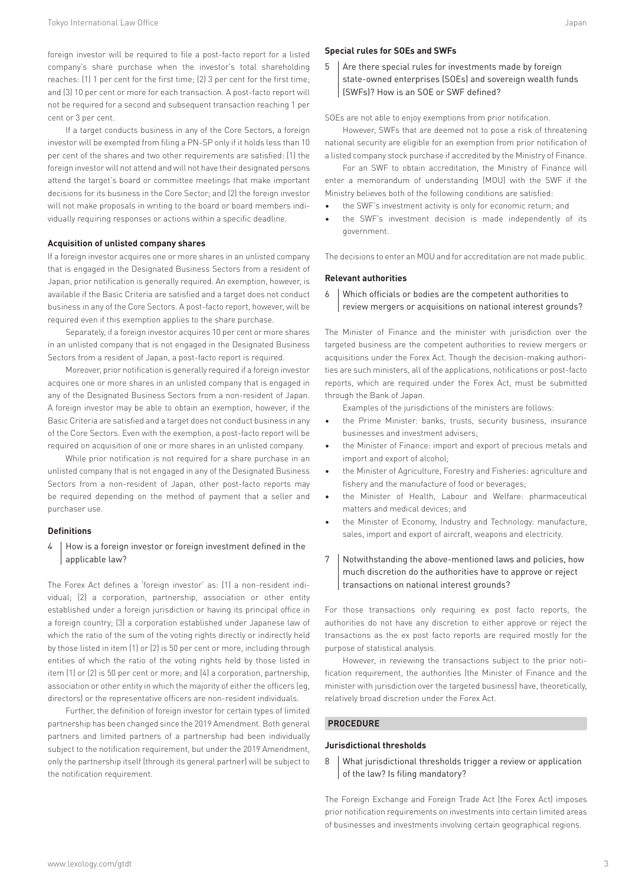foreign investor will be required to file a post-facto report for a listed company's share purchase when the investor's total shareholding reaches: (1) 1 per cent for the first time; (2) 3 per cent for the first time; and (3) 10 per cent or more for each transaction. A post-facto report will not be required for a second and subsequent transaction reaching 1 per cent or 3 per cent.

If a target conducts business in any of the Core Sectors, a foreign investor will be exempted from filing a PN-SP only if it holds less than 10 per cent of the shares and two other requirements are satisfied: (1) the foreign investor will not attend and will not have their designated persons attend the target's board or committee meetings that make important decisions for its business in the Core Sector; and (2) the foreign investor will not make proposals in writing to the board or board members individually requiring responses or actions within a specific deadline.

#### Acquisition of unlisted company shares

If a foreign investor acquires one or more shares in an unlisted company that is engaged in the Designated Business Sectors from a resident of Japan, prior notification is generally required. An exemption, however, is available if the Basic Criteria are satisfied and a target does not conduct business in any of the Core Sectors. A post-facto report, however, will be required even if this exemption applies to the share purchase.

Separately, if a foreign investor acquires 10 per cent or more shares in an unlisted company that is not engaged in the Designated Business Sectors from a resident of Japan, a post-facto report is required.

Moreover, prior notification is generally required if a foreign investor acquires one or more shares in an unlisted company that is engaged in any of the Designated Business Sectors from a non-resident of Japan. A foreign investor may be able to obtain an exemption, however, if the Basic Criteria are satisfied and a target does not conduct business in any of the Core Sectors. Even with the exemption, a post-facto report will be required on acquisition of one or more shares in an unlisted company.

While prior notification is not required for a share purchase in an unlisted company that is not engaged in any of the Designated Business Sectors from a non-resident of Japan, other post-facto reports may be required depending on the method of payment that a seller and purchaser use.

#### Definitions

### 4 How is a foreign investor or foreign investment defined in the applicable law?

The Forex Act defines a 'foreign investor' as: (1) a non-resident individual; (2) a corporation, partnership, association or other entity established under a foreign jurisdiction or having its principal office in a foreign country; (3) a corporation established under Japanese law of which the ratio of the sum of the voting rights directly or indirectly held by those listed in item (1) or (2) is 50 per cent or more, including through entities of which the ratio of the voting rights held by those listed in item (1) or (2) is 50 per cent or more; and (4) a corporation, partnership, association or other entity in which the majority of either the officers (eg, directors) or the representative officers are non-resident individuals.

Further, the definition of foreign investor for certain types of limited partnership has been changed since the 2019 Amendment. Both general partners and limited partners of a partnership had been individually subject to the notification requirement, but under the 2019 Amendment, only the partnership itself (through its general partner) will be subject to the notification requirement.

#### Special rules for SOEs and SWFs

### 5 Are there special rules for investments made by foreign state-owned enterprises (SOEs) and sovereign wealth funds (SWFs)? How is an SOE or SWF defined?

SOEs are not able to enjoy exemptions from prior notification.

However, SWFs that are deemed not to pose a risk of threatening national security are eligible for an exemption from prior notification of a listed company stock purchase if accredited by the Ministry of Finance.

For an SWF to obtain accreditation, the Ministry of Finance will enter a memorandum of understanding (MOU) with the SWF if the Ministry believes both of the following conditions are satisfied:

- the SWF's investment activity is only for economic return; and
- the SWF's investment decision is made independently of its government.

The decisions to enter an MOU and for accreditation are not made public.

#### Relevant authorities

### 6 Which officials or bodies are the competent authorities to review mergers or acquisitions on national interest grounds?

The Minister of Finance and the minister with jurisdiction over the targeted business are the competent authorities to review mergers or acquisitions under the Forex Act. Though the decision-making authorities are such ministers, all of the applications, notifications or post-facto reports, which are required under the Forex Act, must be submitted through the Bank of Japan.

Examples of the jurisdictions of the ministers are follows:

- the Prime Minister: banks, trusts, security business, insurance businesses and investment advisers;
- the Minister of Finance: import and export of precious metals and import and export of alcohol;
- the Minister of Agriculture, Forestry and Fisheries: agriculture and fishery and the manufacture of food or beverages;
- the Minister of Health, Labour and Welfare: pharmaceutical matters and medical devices; and
- the Minister of Economy, Industry and Technology: manufacture, sales, import and export of aircraft, weapons and electricity.

### 7 Notwithstanding the above-mentioned laws and policies, how much discretion do the authorities have to approve or reject transactions on national interest grounds?

For those transactions only requiring ex post facto reports, the authorities do not have any discretion to either approve or reject the transactions as the ex post facto reports are required mostly for the purpose of statistical analysis.

However, in reviewing the transactions subject to the prior notification requirement, the authorities (the Minister of Finance and the minister with jurisdiction over the targeted business) have, theoretically, relatively broad discretion under the Forex Act.

## PROCEDURE

#### Jurisdictional thresholds

### 8 What jurisdictional thresholds trigger a review or application of the law? Is filing mandatory?

The Foreign Exchange and Foreign Trade Act (the Forex Act) imposes prior notification requirements on investments into certain limited areas of businesses and investments involving certain geographical regions.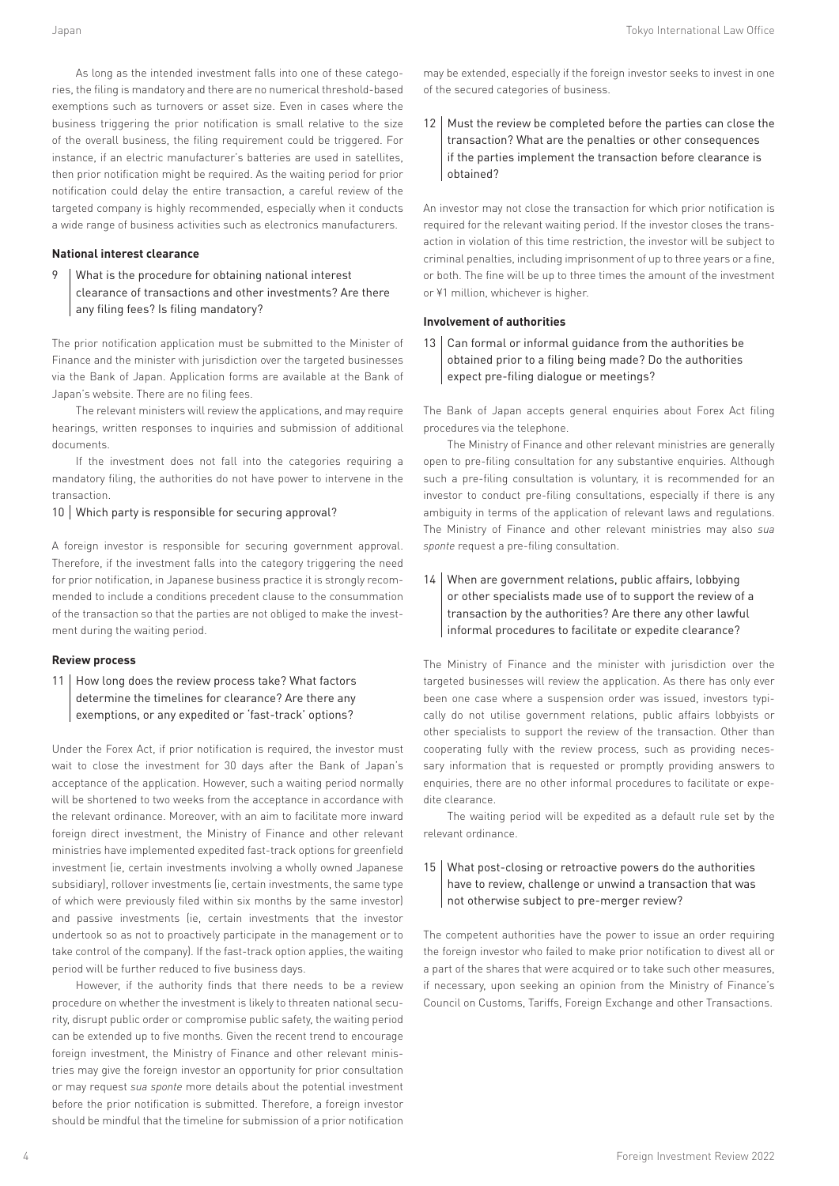As long as the intended investment falls into one of these categories, the filing is mandatory and there are no numerical threshold-based exemptions such as turnovers or asset size. Even in cases where the business triggering the prior notification is small relative to the size of the overall business, the filing requirement could be triggered. For instance, if an electric manufacturer's batteries are used in satellites, then prior notification might be required. As the waiting period for prior notification could delay the entire transaction, a careful review of the targeted company is highly recommended, especially when it conducts a wide range of business activities such as electronics manufacturers.

**National interest clearance**

### 9 | What is the procedure for obtaining national interest clearance of transactions and other investments? Are there any filing fees? Is filing mandatory?

The prior notification application must be submitted to the Minister of Finance and the minister with jurisdiction over the targeted businesses via the Bank of Japan. Application forms are available at the Bank of Japan's website. There are no filing fees.

The relevant ministers will review the applications, and may require hearings, written responses to inquiries and submission of additional documents.

If the investment does not fall into the categories requiring a mandatory filing, the authorities do not have power to intervene in the transaction.

### 10 | Which party is responsible for securing approval?

A foreign investor is responsible for securing government approval. Therefore, if the investment falls into the category triggering the need for prior notification, in Japanese business practice it is strongly recommended to include a conditions precedent clause to the consummation of the transaction so that the parties are not obliged to make the investment during the waiting period.

**Review process**

### 11 | How long does the review process take? What factors determine the timelines for clearance? Are there any exemptions, or any expedited or 'fast-track' options?

Under the Forex Act, if prior notification is required, the investor must wait to close the investment for 30 days after the Bank of Japan's acceptance of the application. However, such a waiting period normally will be shortened to two weeks from the acceptance in accordance with the relevant ordinance. Moreover, with an aim to facilitate more inward foreign direct investment, the Ministry of Finance and other relevant ministries have implemented expedited fast-track options for greenfield investment (ie, certain investments involving a wholly owned Japanese subsidiary), rollover investments (ie, certain investments, the same type of which were previously filed within six months by the same investor) and passive investments (ie, certain investments that the investor undertook so as not to proactively participate in the management or to take control of the company). If the fast-track option applies, the waiting period will be further reduced to five business days.

However, if the authority finds that there needs to be a review procedure on whether the investment is likely to threaten national security, disrupt public order or compromise public safety, the waiting period can be extended up to five months. Given the recent trend to encourage foreign investment, the Ministry of Finance and other relevant ministries may give the foreign investor an opportunity for prior consultation or may request *sua sponte* more details about the potential investment before the prior notification is submitted. Therefore, a foreign investor should be mindful that the timeline for submission of a prior notification may be extended, especially if the foreign investor seeks to invest in one of the secured categories of business.

### 12 | Must the review be completed before the parties can close the transaction? What are the penalties or other consequences if the parties implement the transaction before clearance is obtained?

An investor may not close the transaction for which prior notification is required for the relevant waiting period. If the investor closes the transaction in violation of this time restriction, the investor will be subject to criminal penalties, including imprisonment of up to three years or a fine, or both. The fine will be up to three times the amount of the investment or ¥1 million, whichever is higher.

**Involvement of authorities**

### 13 | Can formal or informal guidance from the authorities be obtained prior to a filing being made? Do the authorities expect pre-filing dialogue or meetings?

The Bank of Japan accepts general enquiries about Forex Act filing procedures via the telephone.

The Ministry of Finance and other relevant ministries are generally open to pre-filing consultation for any substantive enquiries. Although such a pre-filing consultation is voluntary, it is recommended for an investor to conduct pre-filing consultations, especially if there is any ambiguity in terms of the application of relevant laws and regulations. The Ministry of Finance and other relevant ministries may also *sua sponte* request a pre-filing consultation.

### 14 | When are government relations, public affairs, lobbying or other specialists made use of to support the review of a transaction by the authorities? Are there any other lawful informal procedures to facilitate or expedite clearance?

The Ministry of Finance and the minister with jurisdiction over the targeted businesses will review the application. As there has only ever been one case where a suspension order was issued, investors typically do not utilise government relations, public affairs lobbyists or other specialists to support the review of the transaction. Other than cooperating fully with the review process, such as providing necessary information that is requested or promptly providing answers to enquiries, there are no other informal procedures to facilitate or expedite clearance.

The waiting period will be expedited as a default rule set by the relevant ordinance.

### 15 | What post-closing or retroactive powers do the authorities have to review, challenge or unwind a transaction that was not otherwise subject to pre-merger review?

The competent authorities have the power to issue an order requiring the foreign investor who failed to make prior notification to divest all or a part of the shares that were acquired or to take such other measures, if necessary, upon seeking an opinion from the Ministry of Finance's Council on Customs, Tariffs, Foreign Exchange and other Transactions.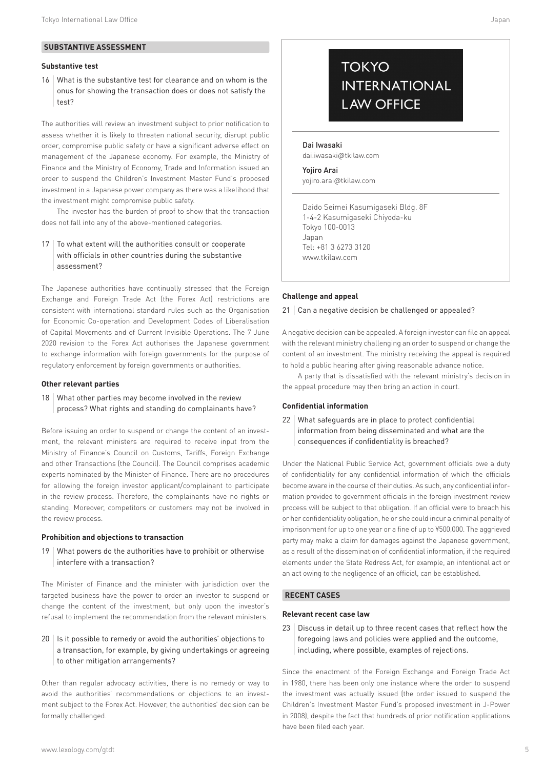## SUBSTANTIVE ASSESSMENT

### Substantive test

**16 What is the substantive test for clearance and on whom is the onus for showing the transaction does or does not satisfy the test?**

The authorities will review an investment subject to prior notification to assess whether it is likely to threaten national security, disrupt public order, compromise public safety or have a significant adverse effect on management of the Japanese economy. For example, the Ministry of Finance and the Ministry of Economy, Trade and Information issued an order to suspend the Children's Investment Master Fund's proposed investment in a Japanese power company as there was a likelihood that the investment might compromise public safety.

The investor has the burden of proof to show that the transaction does not fall into any of the above-mentioned categories.

**17 To what extent will the authorities consult or cooperate with officials in other countries during the substantive assessment?**

The Japanese authorities have continually stressed that the Foreign Exchange and Foreign Trade Act (the Forex Act) restrictions are consistent with international standard rules such as the Organisation for Economic Co-operation and Development Codes of Liberalisation of Capital Movements and of Current Invisible Operations. The 7 June 2020 revision to the Forex Act authorises the Japanese government to exchange information with foreign governments for the purpose of regulatory enforcement by foreign governments or authorities.

### Other relevant parties

**18 What other parties may become involved in the review process? What rights and standing do complainants have?**

Before issuing an order to suspend or change the content of an investment, the relevant ministers are required to receive input from the Ministry of Finance's Council on Customs, Tariffs, Foreign Exchange and other Transactions (the Council). The Council comprises academic experts nominated by the Minister of Finance. There are no procedures for allowing the foreign investor applicant/complainant to participate in the review process. Therefore, the complainants have no rights or standing. Moreover, competitors or customers may not be involved in the review process.

### Prohibition and objections to transaction

**19 What powers do the authorities have to prohibit or otherwise interfere with a transaction?**

The Minister of Finance and the minister with jurisdiction over the targeted business have the power to order an investor to suspend or change the content of the investment, but only upon the investor's refusal to implement the recommendation from the relevant ministers.

**20 Is it possible to remedy or avoid the authorities' objections to a transaction, for example, by giving undertakings or agreeing to other mitigation arrangements?**

Other than regular advocacy activities, there is no remedy or way to avoid the authorities' recommendations or objections to an investment subject to the Forex Act. However, the authorities' decision can be formally challenged.

# TOKYO INTERNATIONAL LAW OFFICE

Dai Iwasaki
dai.iwasaki@tkilaw.com

Yojiro Arai
yojiro.arai@tkilaw.com

Daido Seimei Kasumigaseki Bldg. 8F
1-4-2 Kasumigaseki Chiyoda-ku
Tokyo 100-0013
Japan
Tel: +81 3 6273 3120
www.tkilaw.com

### Challenge and appeal

**21 Can a negative decision be challenged or appealed?**

A negative decision can be appealed. A foreign investor can file an appeal with the relevant ministry challenging an order to suspend or change the content of an investment. The ministry receiving the appeal is required to hold a public hearing after giving reasonable advance notice.

A party that is dissatisfied with the relevant ministry's decision in the appeal procedure may then bring an action in court.

### Confidential information

**22 What safeguards are in place to protect confidential information from being disseminated and what are the consequences if confidentiality is breached?**

Under the National Public Service Act, government officials owe a duty of confidentiality for any confidential information of which the officials become aware in the course of their duties. As such, any confidential information provided to government officials in the foreign investment review process will be subject to that obligation. If an official were to breach his or her confidentiality obligation, he or she could incur a criminal penalty of imprisonment for up to one year or a fine of up to ¥500,000. The aggrieved party may make a claim for damages against the Japanese government, as a result of the dissemination of confidential information, if the required elements under the State Redress Act, for example, an intentional act or an act owing to the negligence of an official, can be established.

## RECENT CASES

### Relevant recent case law

**23 Discuss in detail up to three recent cases that reflect how the foregoing laws and policies were applied and the outcome, including, where possible, examples of rejections.**

Since the enactment of the Foreign Exchange and Foreign Trade Act in 1980, there has been only one instance where the order to suspend the investment was actually issued (the order issued to suspend the Children's Investment Master Fund's proposed investment in J-Power in 2008), despite the fact that hundreds of prior notification applications have been filed each year.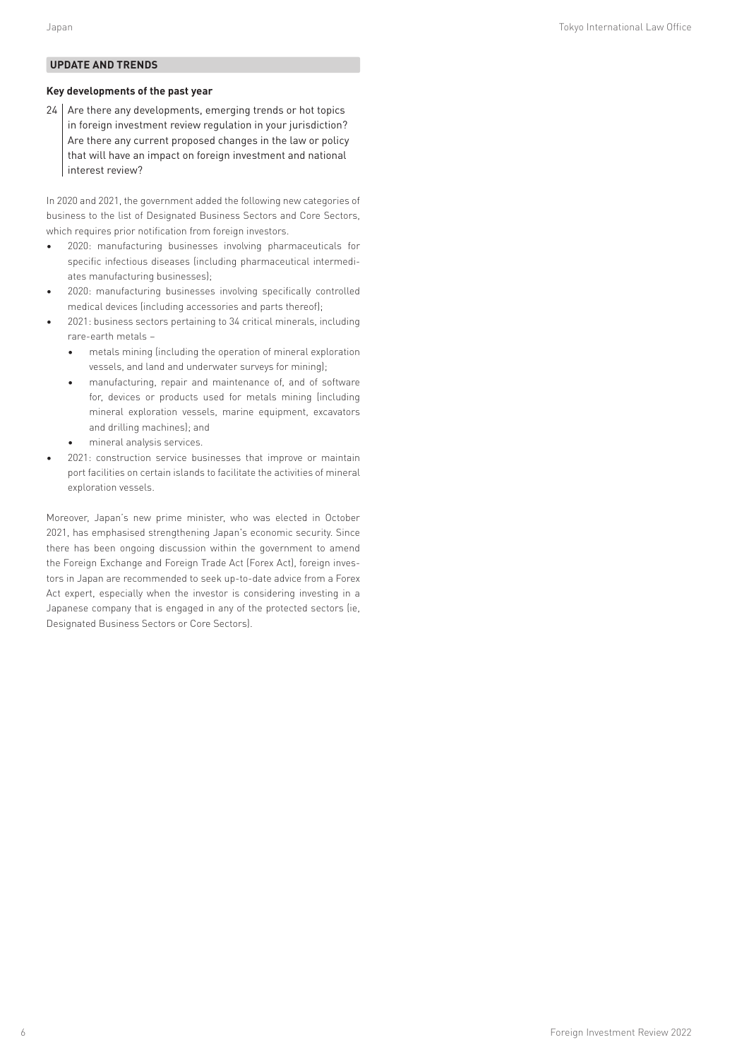## UPDATE AND TRENDS

### Key developments of the past year

24 Are there any developments, emerging trends or hot topics in foreign investment review regulation in your jurisdiction? Are there any current proposed changes in the law or policy that will have an impact on foreign investment and national interest review?

In 2020 and 2021, the government added the following new categories of business to the list of Designated Business Sectors and Core Sectors, which requires prior notification from foreign investors.

- 2020: manufacturing businesses involving pharmaceuticals for specific infectious diseases (including pharmaceutical intermediates manufacturing businesses);
- 2020: manufacturing businesses involving specifically controlled medical devices (including accessories and parts thereof);
- 2021: business sectors pertaining to 34 critical minerals, including rare-earth metals –
    - metals mining (including the operation of mineral exploration vessels, and land and underwater surveys for mining);
    - manufacturing, repair and maintenance of, and of software for, devices or products used for metals mining (including mineral exploration vessels, marine equipment, excavators and drilling machines); and
    - mineral analysis services.
- 2021: construction service businesses that improve or maintain port facilities on certain islands to facilitate the activities of mineral exploration vessels.

Moreover, Japan's new prime minister, who was elected in October 2021, has emphasised strengthening Japan's economic security. Since there has been ongoing discussion within the government to amend the Foreign Exchange and Foreign Trade Act (Forex Act), foreign investors in Japan are recommended to seek up-to-date advice from a Forex Act expert, especially when the investor is considering investing in a Japanese company that is engaged in any of the protected sectors (ie, Designated Business Sectors or Core Sectors).